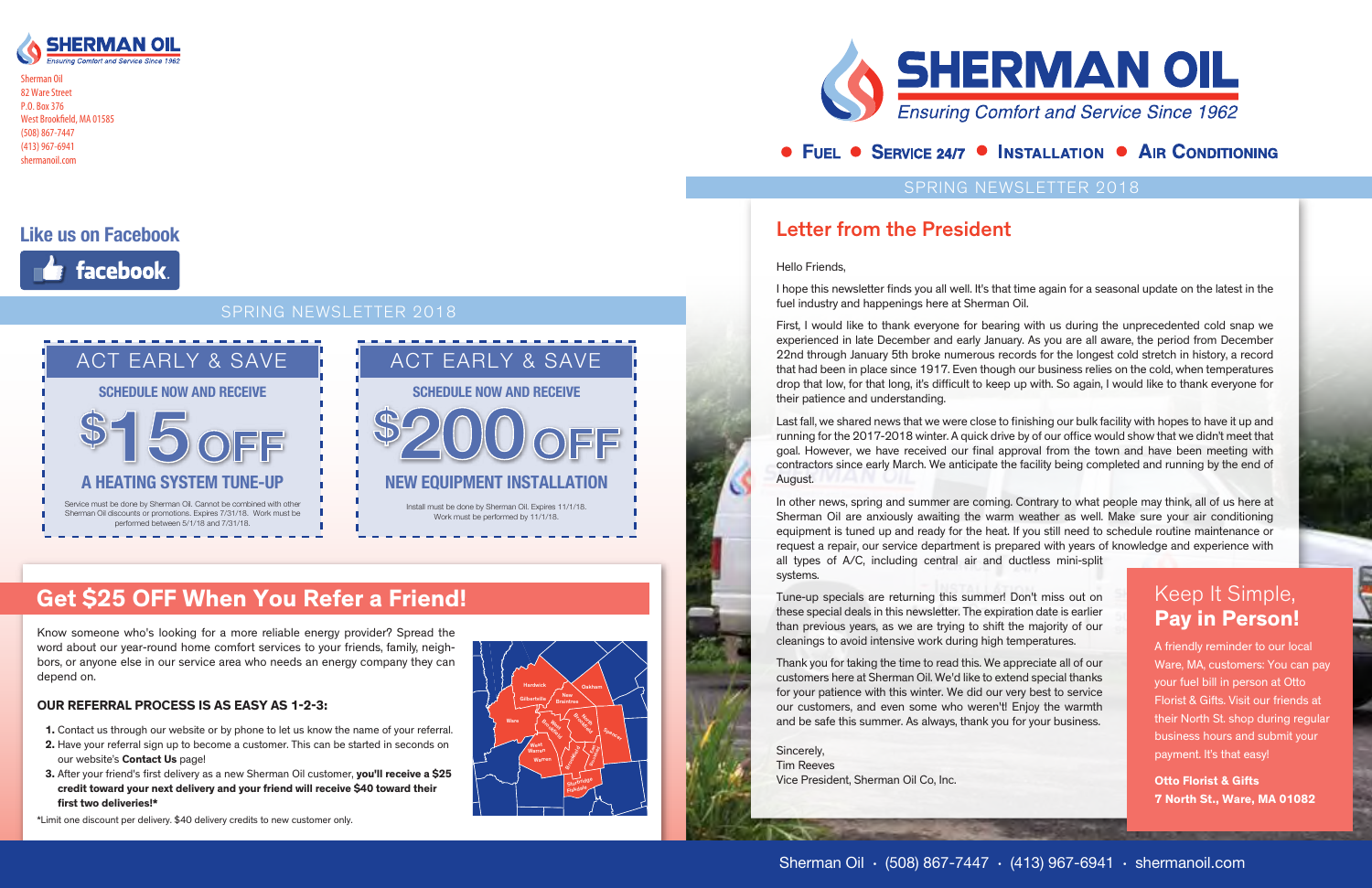SHERMAN OIL
*Ensuring Comfort and Service Since 1962*

Sherman Oil
82 Ware Street
P.O. Box 376
West Brookfield, MA 01585
(508) 867-7447
(413) 967-6941
shermanoil.com

## Like us on Facebook

facebook.

SPRING NEWSLETTER 2018

### ACT EARLY & SAVE

**SCHEDULE NOW AND RECEIVE**

**$15 OFF**

**A HEATING SYSTEM TUNE-UP**

Service must be done by Sherman Oil. Cannot be combined with other Sherman Oil discounts or promotions. Expires 7/31/18. Work must be performed between 5/1/18 and 7/31/18.

### ACT EARLY & SAVE

**SCHEDULE NOW AND RECEIVE**

**$200 OFF**

**NEW EQUIPMENT INSTALLATION**

Install must be done by Sherman Oil. Expires 11/1/18. Work must be performed by 11/1/18.

## Get $25 OFF When You Refer a Friend!

Know someone who's looking for a more reliable energy provider? Spread the word about our year-round home comfort services to your friends, family, neighbors, or anyone else in our service area who needs an energy company they can depend on.

**OUR REFERRAL PROCESS IS AS EASY AS 1-2-3:**

1. Contact us through our website or by phone to let us know the name of your referral.
2. Have your referral sign up to become a customer. This can be started in seconds on our website's **Contact Us** page!
3. After your friend's first delivery as a new Sherman Oil customer, **you'll receive a $25 credit toward your next delivery and your friend will receive $40 toward their first two deliveries!***

*Limit one discount per delivery. $40 delivery credits to new customer only.

Hardwick, Oakham, Gilbertville, New Braintree, Ware, West Brookfield, North Brookfield, Spencer, West Warren, Warren, Brookfield, East Brookfield, Sturbridge, Fiskdale

# SHERMAN OIL
*Ensuring Comfort and Service Since 1962*

● FUEL ● SERVICE 24/7 ● INSTALLATION ● AIR CONDITIONING

SPRING NEWSLETTER 2018

## Letter from the President

Hello Friends,

I hope this newsletter finds you all well. It's that time again for a seasonal update on the latest in the fuel industry and happenings here at Sherman Oil.

First, I would like to thank everyone for bearing with us during the unprecedented cold snap we experienced in late December and early January. As you are all aware, the period from December 22nd through January 5th broke numerous records for the longest cold stretch in history, a record that had been in place since 1917. Even though our business relies on the cold, when temperatures drop that low, for that long, it's difficult to keep up with. So again, I would like to thank everyone for their patience and understanding.

Last fall, we shared news that we were close to finishing our bulk facility with hopes to have it up and running for the 2017-2018 winter. A quick drive by of our office would show that we didn't meet that goal. However, we have received our final approval from the town and have been meeting with contractors since early March. We anticipate the facility being completed and running by the end of August.

In other news, spring and summer are coming. Contrary to what people may think, all of us here at Sherman Oil are anxiously awaiting the warm weather as well. Make sure your air conditioning equipment is tuned up and ready for the heat. If you still need to schedule routine maintenance or request a repair, our service department is prepared with years of knowledge and experience with all types of A/C, including central air and ductless mini-split systems.

Tune-up specials are returning this summer! Don't miss out on these special deals in this newsletter. The expiration date is earlier than previous years, as we are trying to shift the majority of our cleanings to avoid intensive work during high temperatures.

Thank you for taking the time to read this. We appreciate all of our customers here at Sherman Oil. We'd like to extend special thanks for your patience with this winter. We do our very best to service our customers, and even some who weren't! Enjoy the warmth and be safe this summer. As always, thank you for your business.

Sincerely,
Tim Reeves
Vice President, Sherman Oil Co, Inc.

### Keep It Simple, **Pay in Person!**

A friendly reminder to our local Ware, MA, customers: You can pay your fuel bill in person at Otto Florist & Gifts. Visit our friends at their North St. shop during regular business hours and submit your payment. It's that easy!

**Otto Florist & Gifts**
**7 North St., Ware, MA 01082**

Sherman Oil · (508) 867-7447 · (413) 967-6941 · shermanoil.com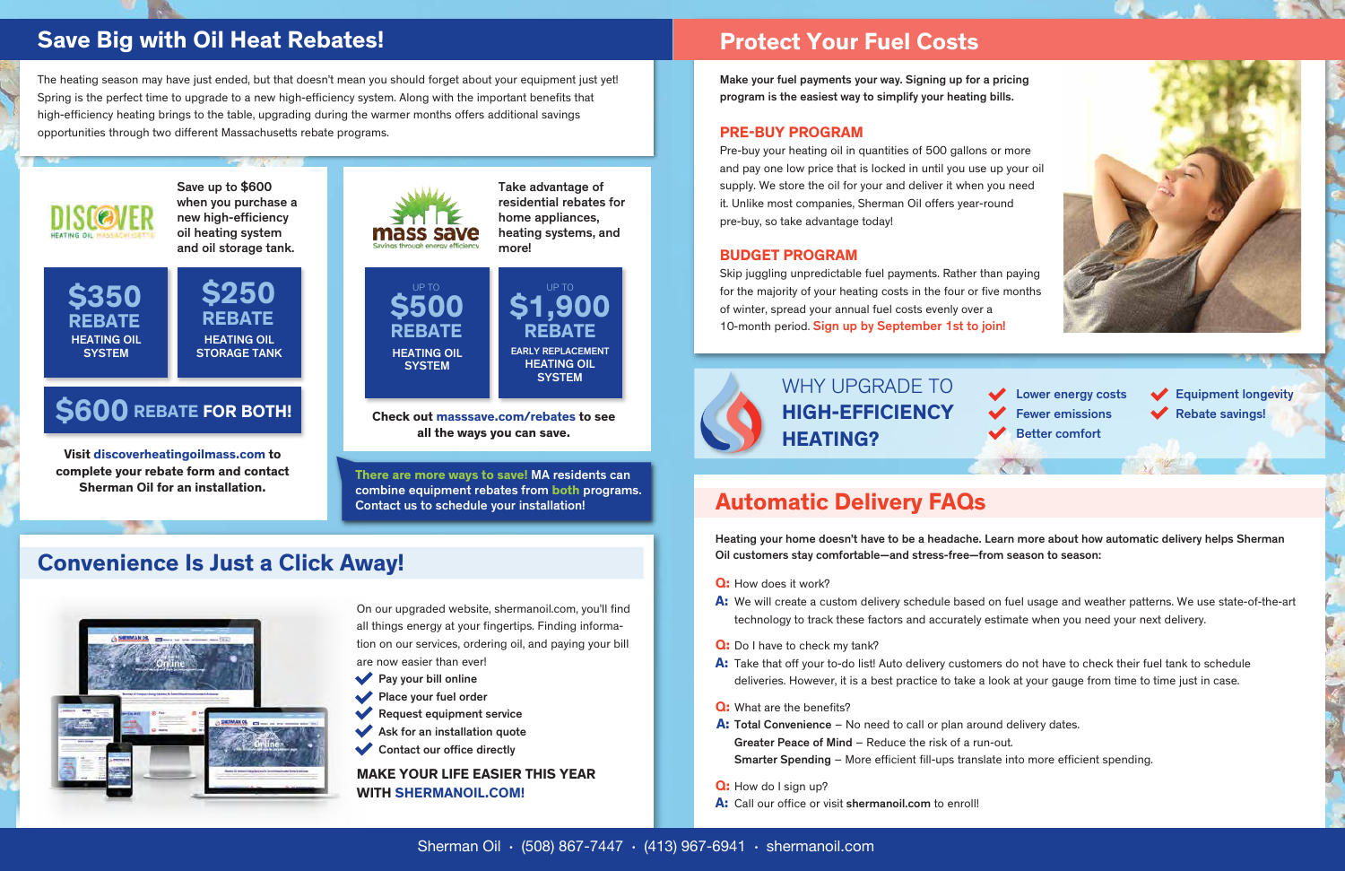## Save Big with Oil Heat Rebates!

The heating season may have just ended, but that doesn't mean you should forget about your equipment just yet! Spring is the perfect time to upgrade to a new high-efficiency system. Along with the important benefits that high-efficiency heating brings to the table, upgrading during the warmer months offers additional savings opportunities through two different Massachusetts rebate programs.

DISCOVER HEATING OIL MASSACHUSETTS

Save up to $600 when you purchase a new high-efficiency oil heating system and oil storage tank.

**$350 REBATE** HEATING OIL SYSTEM

**$250 REBATE** HEATING OIL STORAGE TANK

**$600 REBATE FOR BOTH!**

Visit **discoverheatingoilmass.com** to complete your rebate form and contact Sherman Oil for an installation.

mass save — Savings through energy efficiency

Take advantage of residential rebates for home appliances, heating systems, and more!

UP TO **$500 REBATE** HEATING OIL SYSTEM

UP TO **$1,900 REBATE** EARLY REPLACEMENT HEATING OIL SYSTEM

Check out **masssave.com/rebates** to see all the ways you can save.

**There are more ways to save! MA residents can combine equipment rebates from both programs. Contact us to schedule your installation!**

## Convenience Is Just a Click Away!

On our upgraded website, shermanoil.com, you'll find all things energy at your fingertips. Finding information on our services, ordering oil, and paying your bill are now easier than ever!

- Pay your bill online
- Place your fuel order
- Request equipment service
- Ask for an installation quote
- Contact our office directly

**MAKE YOUR LIFE EASIER THIS YEAR WITH SHERMANOIL.COM!**

## Protect Your Fuel Costs

**Make your fuel payments your way. Signing up for a pricing program is the easiest way to simplify your heating bills.**

### PRE-BUY PROGRAM

Pre-buy your heating oil in quantities of 500 gallons or more and pay one low price that is locked in until you use up your oil supply. We store the oil for your and deliver it when you need it. Unlike most companies, Sherman Oil offers year-round pre-buy, so take advantage today!

### BUDGET PROGRAM

Skip juggling unpredictable fuel payments. Rather than paying for the majority of your heating costs in the four or five months of winter, spread your annual fuel costs evenly over a 10-month period. Sign up by September 1st to join!

### WHY UPGRADE TO HIGH-EFFICIENCY HEATING?

- Lower energy costs
- Fewer emissions
- Better comfort
- Equipment longevity
- Rebate savings!

## Automatic Delivery FAQs

**Heating your home doesn't have to be a headache. Learn more about how automatic delivery helps Sherman Oil customers stay comfortable—and stress-free—from season to season:**

**Q:** How does it work?
**A:** We will create a custom delivery schedule based on fuel usage and weather patterns. We use state-of-the-art technology to track these factors and accurately estimate when you need your next delivery.

**Q:** Do I have to check my tank?
**A:** Take that off your to-do list! Auto delivery customers do not have to check their fuel tank to schedule deliveries. However, it is a best practice to take a look at your gauge from time to time just in case.

**Q:** What are the benefits?
**A:** **Total Convenience** – No need to call or plan around delivery dates.
**Greater Peace of Mind** – Reduce the risk of a run-out.
**Smarter Spending** – More efficient fill-ups translate into more efficient spending.

**Q:** How do I sign up?
**A:** Call our office or visit **shermanoil.com** to enroll!

Sherman Oil · (508) 867-7447 · (413) 967-6941 · shermanoil.com